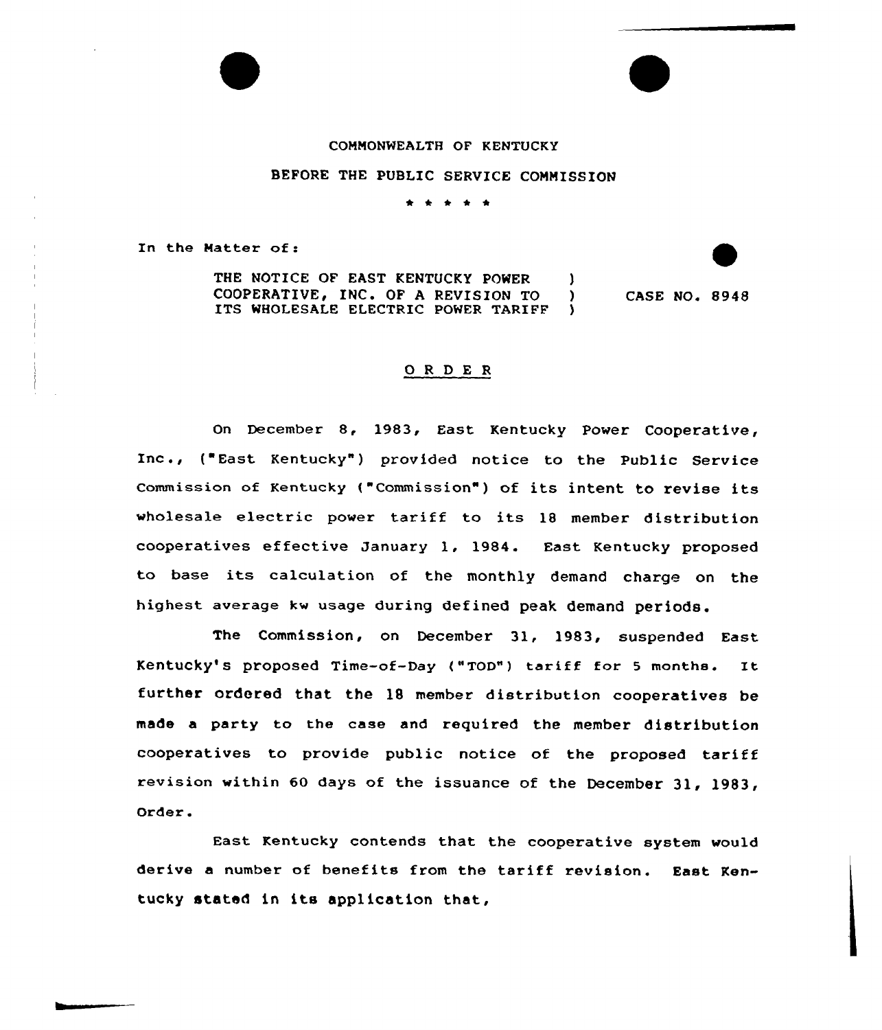COMMONWEALTH OF KENTUCKY

BEFORE THE PUBLIC SERVICE COMMISSION

\* \* \* \* \*

In the Matter of:

| | | |
|---|---|---|
| THE NOTICE OF EAST KENTUCKY POWER COOPERATIVE, INC. OF A REVISION TO ITS WHOLESALE ELECTRIC POWER TARIFF | ) | CASE NO. 8948 |

## ORDER

On December 8, 1983, East Kentucky Power Cooperative, Inc., ("East Kentucky") provided notice to the Public Service Commission of Kentucky ("Commission") of its intent to revise its wholesale electric power tariff to its 18 member distribution cooperatives effective January 1, 1984. East Kentucky proposed to base its calculation of the monthly demand charge on the highest average kw usage during defined peak demand periods.

The Commission, on December 31, 1983, suspended East Kentucky's proposed Time-of-Day ("TOD") tariff for 5 months. It further ordered that the 18 member distribution cooperatives be made a party to the case and required the member distribution cooperatives to provide public notice of the proposed tariff revision within 60 days of the issuance of the December 31, 1983, Order.

East Kentucky contends that the cooperative system would derive a number of benefits from the tariff revision. East Kentucky stated in its application that,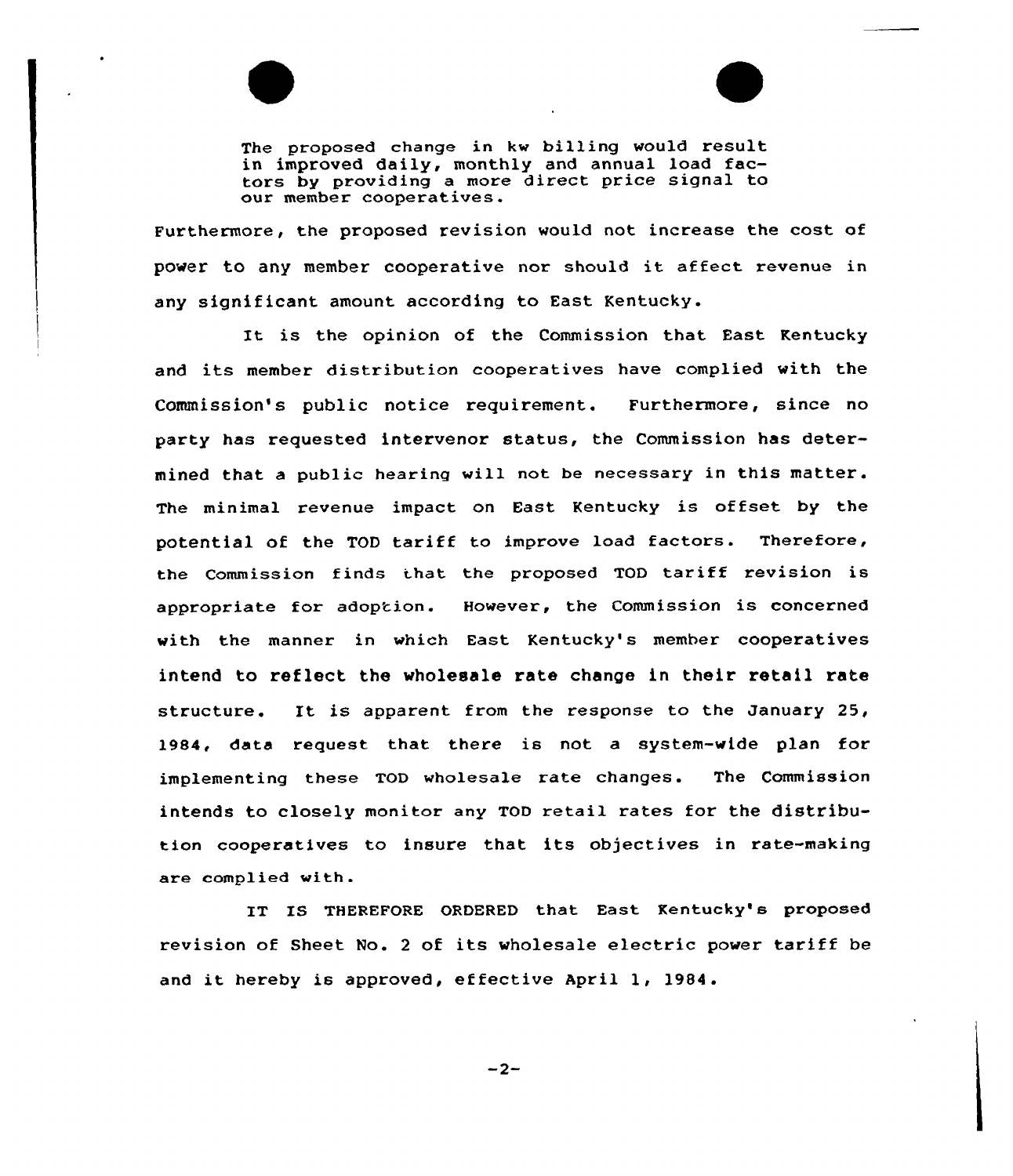> The proposed change in kw billing would result in improved daily, monthly and annual load factors by providing a more direct price signal to our member cooperatives.

Furthermore, the proposed revision would not increase the cost of power to any member cooperative nor should it affect revenue in any significant amount according to East Kentucky.

It is the opinion of the Commission that East Kentucky and its member distribution cooperatives have complied with the Commission's public notice requirement. Furthermore, since no party has requested intervenor status, the Commission has determined that a public hearing will not be necessary in this matter. The minimal revenue impact on East Kentucky is offset by the potential of the TOD tariff to improve load factors. Therefore, the Commission finds that the proposed TOD tariff revision is appropriate for adoption. However, the Commission is concerned with the manner in which East Kentucky's member cooperatives intend to reflect the wholesale rate change in their retail rate structure. It is apparent from the response to the January 25, 1984, data request that there is not a system-wide plan for implementing these TOD wholesale rate changes. The Commission intends to closely monitor any TOD retail rates for the distribution cooperatives to insure that its objectives in rate-making are complied with.

IT IS THEREFORE ORDERED that East Kentucky's proposed revision of Sheet No. 2 of its wholesale electric power tariff be and it hereby is approved, effective April 1, 1984.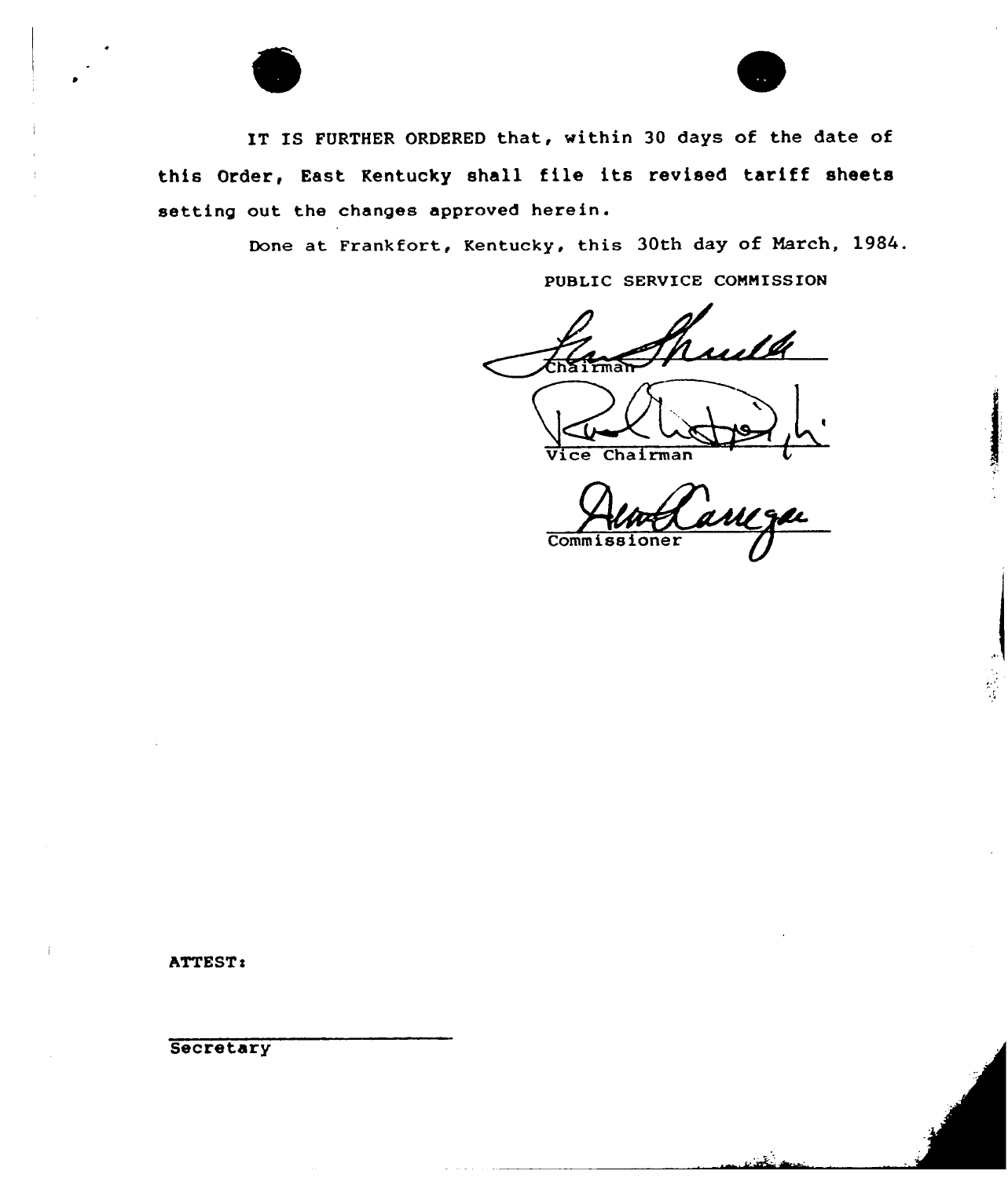IT IS FURTHER ORDERED that, within 30 days of the date of this Order, East Kentucky shall file its revised tariff sheets setting out the changes approved herein.

Done at Frankfort, Kentucky, this 30th day of March, 1984.

PUBLIC SERVICE COMMISSION

Chairman

Vice Chairman

Commissioner

ATTEST:

Secretary